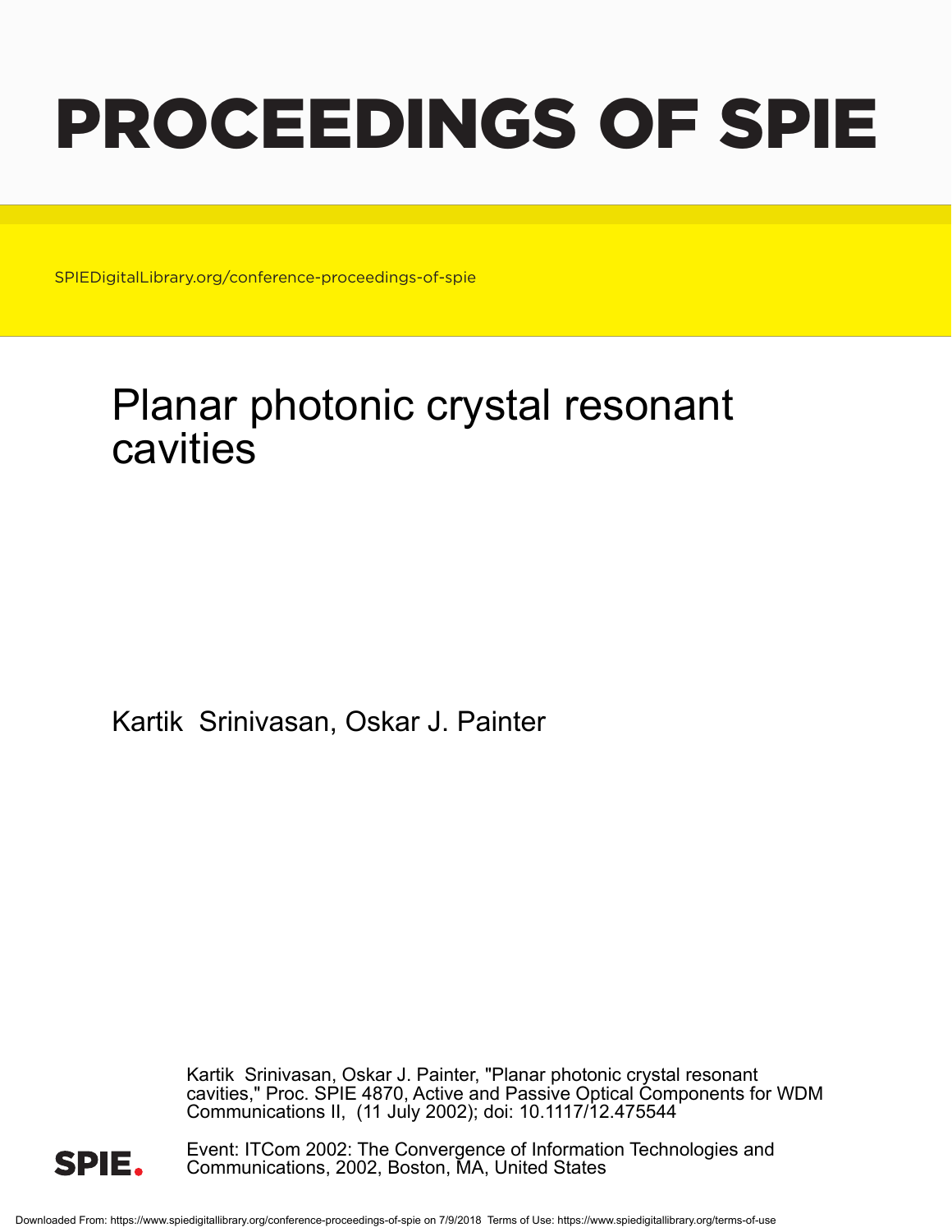# PROCEEDINGS OF SPIE

SPIEDigitalLibrary.org/conference-proceedings-of-spie

# Planar photonic crystal resonant cavities

Kartik Srinivasan, Oskar J. Painter

Kartik Srinivasan, Oskar J. Painter, "Planar photonic crystal resonant cavities," Proc. SPIE 4870, Active and Passive Optical Components for WDM Communications II, (11 July 2002); doi: 10.1117/12.475544

Event: ITCom 2002: The Convergence of Information Technologies and Communications, 2002, Boston, MA, United States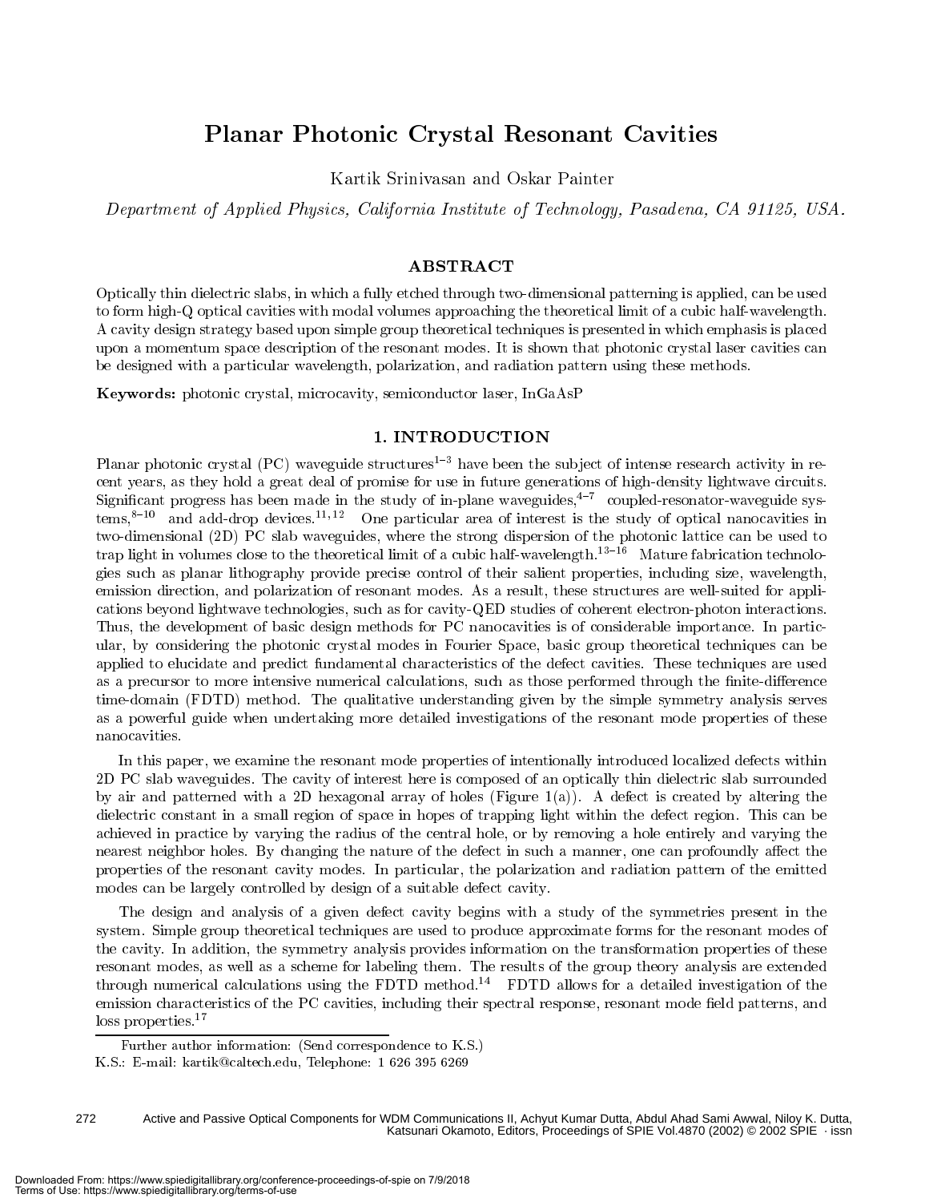# Planar Photonic Crystal Resonant Cavities

Kartik Srinivasan and Oskar Painter

*Department of Applied Physics, California Institute of Technology, Pasadena, CA 91125, USA.*

## ABSTRACT

Optically thin dielectric slabs, in which a fully etched through two-dimensional patterning is applied, can be used to form high-Q optical cavities with modal volumes approaching the theoretical limit of a cubic half-wavelength. A cavity design strategy based upon simple group theoretical techniques is presented in which emphasis is placed upon a momentum space description of the resonant modes. It is shown that photonic crystal laser cavities can be designed with a particular wavelength, polarization, and radiation pattern using these methods.

**Keywords:** photonic crystal, microcavity, semiconductor laser, InGaAsP

## 1. INTRODUCTION

Planar photonic crystal (PC) waveguide structures[1–3] have been the subject of intense research activity in recent years, as they hold a great deal of promise for use in future generations of high-density lightwave circuits. Significant progress has been made in the study of in-plane waveguides,[4–7] coupled-resonator-waveguide systems,[8–10] and add-drop devices.[11,12] One particular area of interest is the study of optical nanocavities in two-dimensional (2D) PC slab waveguides, where the strong dispersion of the photonic lattice can be used to trap light in volumes close to the theoretical limit of a cubic half-wavelength.[13–16] Mature fabrication technologies such as planar lithography provide precise control of their salient properties, including size, wavelength, emission direction, and polarization of resonant modes. As a result, these structures are well-suited for applications beyond lightwave technologies, such as for cavity-QED studies of coherent electron-photon interactions. Thus, the development of basic design methods for PC nanocavities is of considerable importance. In particular, by considering the photonic crystal modes in Fourier Space, basic group theoretical techniques can be applied to elucidate and predict fundamental characteristics of the defect cavities. These techniques are used as a precursor to more intensive numerical calculations, such as those performed through the finite-difference time-domain (FDTD) method. The qualitative understanding given by the simple symmetry analysis serves as a powerful guide when undertaking more detailed investigations of the resonant mode properties of these nanocavities.

In this paper, we examine the resonant mode properties of intentionally introduced localized defects within 2D PC slab waveguides. The cavity of interest here is composed of an optically thin dielectric slab surrounded by air and patterned with a 2D hexagonal array of holes (Figure 1(a)). A defect is created by altering the dielectric constant in a small region of space in hopes of trapping light within the defect region. This can be achieved in practice by varying the radius of the central hole, or by removing a hole entirely and varying the nearest neighbor holes. By changing the nature of the defect in such a manner, one can profoundly affect the properties of the resonant cavity modes. In particular, the polarization and radiation pattern of the emitted modes can be largely controlled by design of a suitable defect cavity.

The design and analysis of a given defect cavity begins with a study of the symmetries present in the system. Simple group theoretical techniques are used to produce approximate forms for the resonant modes of the cavity. In addition, the symmetry analysis provides information on the transformation properties of these resonant modes, as well as a scheme for labeling them. The results of the group theory analysis are extended through numerical calculations using the FDTD method.[14] FDTD allows for a detailed investigation of the emission characteristics of the PC cavities, including their spectral response, resonant mode field patterns, and loss properties.[17]

Further author information: (Send correspondence to K.S.)
K.S.: E-mail: kartik@caltech.edu, Telephone: 1 626 395 6269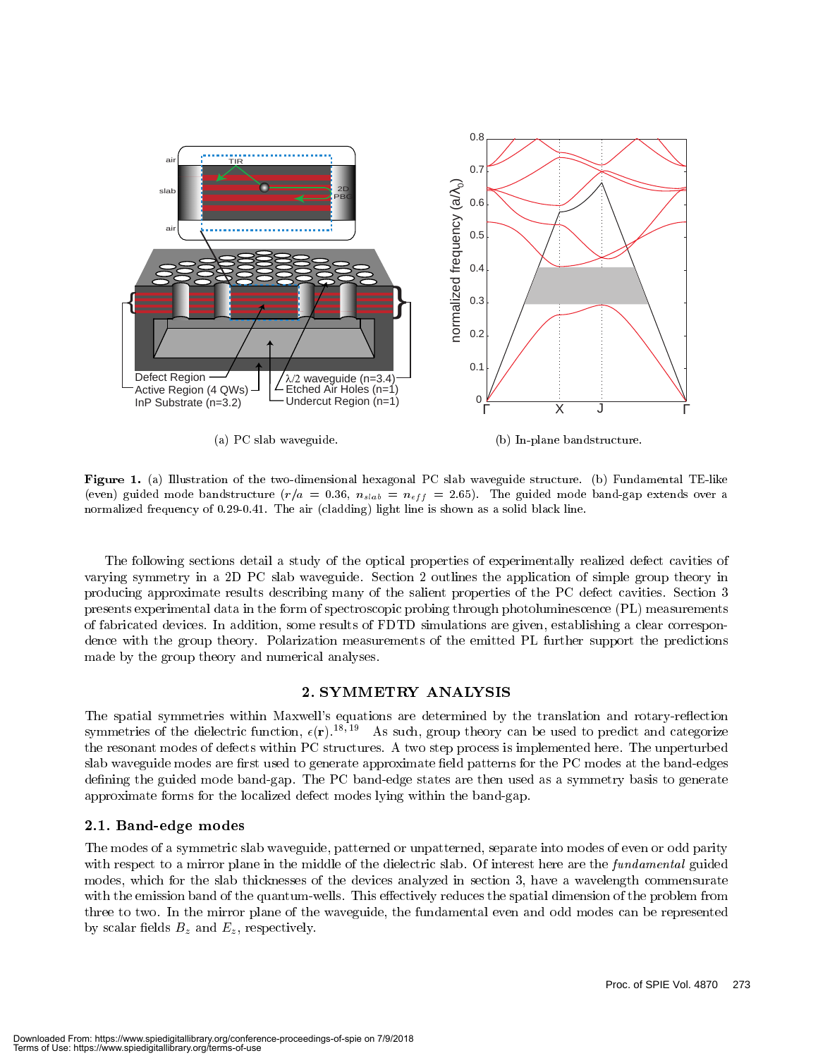(a) PC slab waveguide.

(b) In-plane bandstructure.

**Figure 1.** (a) Illustration of the two-dimensional hexagonal PC slab waveguide structure. (b) Fundamental TE-like (even) guided mode bandstructure ($r/a = 0.36$, $n_{slab} = n_{eff} = 2.65$). The guided mode band-gap extends over a normalized frequency of 0.29-0.41. The air (cladding) light line is shown as a solid black line.

The following sections detail a study of the optical properties of experimentally realized defect cavities of varying symmetry in a 2D PC slab waveguide. Section 2 outlines the application of simple group theory in producing approximate results describing many of the salient properties of the PC defect cavities. Section 3 presents experimental data in the form of spectroscopic probing through photoluminescence (PL) measurements of fabricated devices. In addition, some results of FDTD simulations are given, establishing a clear correspondence with the group theory. Polarization measurements of the emitted PL further support the predictions made by the group theory and numerical analyses.

## 2. SYMMETRY ANALYSIS

The spatial symmetries within Maxwell's equations are determined by the translation and rotary-reflection symmetries of the dielectric function, $\epsilon(\mathbf{r})$.[18, 19] As such, group theory can be used to predict and categorize the resonant modes of defects within PC structures. A two step process is implemented here. The unperturbed slab waveguide modes are first used to generate approximate field patterns for the PC modes at the band-edges defining the guided mode band-gap. The PC band-edge states are then used as a symmetry basis to generate approximate forms for the localized defect modes lying within the band-gap.

### 2.1. Band-edge modes

The modes of a symmetric slab waveguide, patterned or unpatterned, separate into modes of even or odd parity with respect to a mirror plane in the middle of the dielectric slab. Of interest here are the *fundamental* guided modes, which for the slab thicknesses of the devices analyzed in section 3, have a wavelength commensurate with the emission band of the quantum-wells. This effectively reduces the spatial dimension of the problem from three to two. In the mirror plane of the waveguide, the fundamental even and odd modes can be represented by scalar fields $B_z$ and $E_z$, respectively.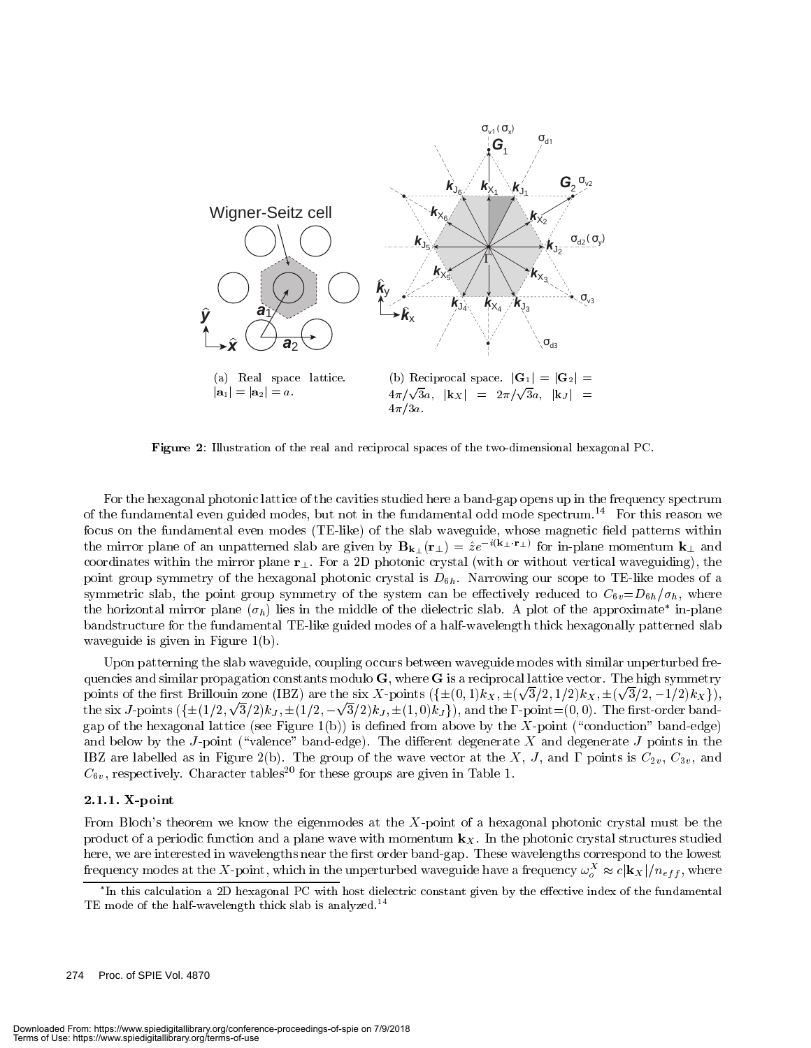(a) Real space lattice. $|\mathbf{a}_1| = |\mathbf{a}_2| = a$.

(b) Reciprocal space. $|\mathbf{G}_1| = |\mathbf{G}_2| = 4\pi/\sqrt{3}a$, $|\mathbf{k}_X| = 2\pi/\sqrt{3}a$, $|\mathbf{k}_J| = 4\pi/3a$.

**Figure 2**: Illustration of the real and reciprocal spaces of the two-dimensional hexagonal PC.

For the hexagonal photonic lattice of the cavities studied here a band-gap opens up in the frequency spectrum of the fundamental even guided modes, but not in the fundamental odd mode spectrum.[14] For this reason we focus on the fundamental even modes (TE-like) of the slab waveguide, whose magnetic field patterns within the mirror plane of an unpatterned slab are given by $\mathbf{B}_{\mathbf{k}_\perp}(\mathbf{r}_\perp) = \hat{z}e^{-i(\mathbf{k}_\perp \cdot \mathbf{r}_\perp)}$ for in-plane momentum $\mathbf{k}_\perp$ and coordinates within the mirror plane $\mathbf{r}_\perp$. For a 2D photonic crystal (with or without vertical waveguiding), the point group symmetry of the hexagonal photonic crystal is $D_{6h}$. Narrowing our scope to TE-like modes of a symmetric slab, the point group symmetry of the system can be effectively reduced to $C_{6v}$=$D_{6h}/\sigma_h$, where the horizontal mirror plane ($\sigma_h$) lies in the middle of the dielectric slab. A plot of the approximate* in-plane bandstructure for the fundamental TE-like guided modes of a half-wavelength thick hexagonally patterned slab waveguide is given in Figure 1(b).

Upon patterning the slab waveguide, coupling occurs between waveguide modes with similar unperturbed frequencies and similar propagation constants modulo $\mathbf{G}$, where $\mathbf{G}$ is a reciprocal lattice vector. The high symmetry points of the first Brillouin zone (IBZ) are the six $X$-points ($\{\pm(0,1)k_X, \pm(\sqrt{3}/2, 1/2)k_X, \pm(\sqrt{3}/2, -1/2)k_X\}$), the six $J$-points ($\{\pm(1/2, \sqrt{3}/2)k_J, \pm(1/2, -\sqrt{3}/2)k_J, \pm(1,0)k_J\}$), and the $\Gamma$-point=$(0,0)$. The first-order band-gap of the hexagonal lattice (see Figure 1(b)) is defined from above by the $X$-point ("conduction" band-edge) and below by the $J$-point ("valence" band-edge). The different degenerate $X$ and degenerate $J$ points in the IBZ are labelled as in Figure 2(b). The group of the wave vector at the $X$, $J$, and $\Gamma$ points is $C_{2v}$, $C_{3v}$, and $C_{6v}$, respectively. Character tables[20] for these groups are given in Table 1.

### 2.1.1. X-point

From Bloch's theorem we know the eigenmodes at the $X$-point of a hexagonal photonic crystal must be the product of a periodic function and a plane wave with momentum $\mathbf{k}_X$. In the photonic crystal structures studied here, we are interested in wavelengths near the first order band-gap. These wavelengths correspond to the lowest frequency modes at the $X$-point, which in the unperturbed waveguide have a frequency $\omega_o^X \approx c|\mathbf{k}_X|/n_{eff}$, where

*In this calculation a 2D hexagonal PC with host dielectric constant given by the effective index of the fundamental TE mode of the half-wavelength thick slab is analyzed.[14]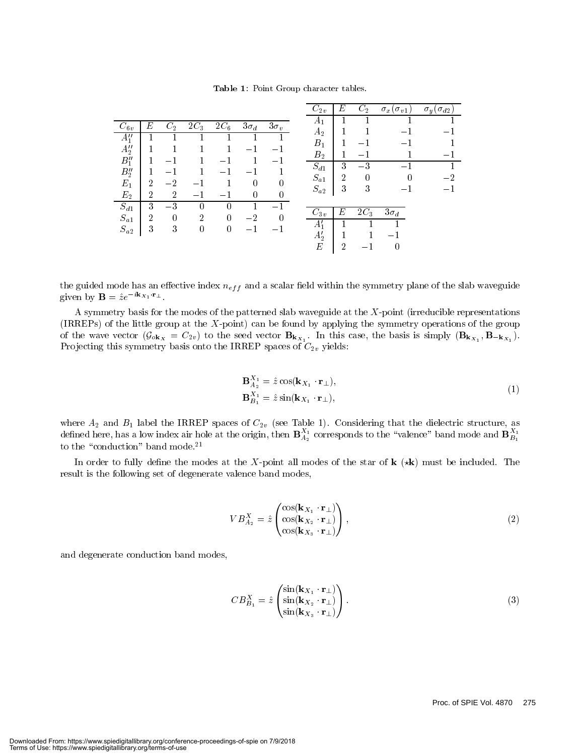**Table 1**: Point Group character tables.

| $C_{6v}$ | $E$ | $C_2$ | $2C_3$ | $2C_6$ | $3\sigma_d$ | $3\sigma_v$ |
|---|---|---|---|---|---|---|
| $A_1''$ | 1 | 1 | 1 | 1 | 1 | 1 |
| $A_2''$ | 1 | 1 | 1 | 1 | $-1$ | $-1$ |
| $B_1''$ | 1 | $-1$ | 1 | $-1$ | 1 | $-1$ |
| $B_2''$ | 1 | $-1$ | 1 | $-1$ | $-1$ | 1 |
| $E_1$ | 2 | $-2$ | $-1$ | 1 | 0 | 0 |
| $E_2$ | 2 | 2 | $-1$ | $-1$ | 0 | 0 |
| $S_{d1}$ | 3 | $-3$ | 0 | 0 | 1 | $-1$ |
| $S_{a1}$ | 2 | 0 | 2 | 0 | $-2$ | 0 |
| $S_{a2}$ | 3 | 3 | 0 | 0 | $-1$ | $-1$ |

| $C_{2v}$ | $E$ | $C_2$ | $\sigma_x(\sigma_{v1})$ | $\sigma_y(\sigma_{d2})$ |
|---|---|---|---|---|
| $A_1$ | 1 | 1 | 1 | 1 |
| $A_2$ | 1 | 1 | $-1$ | $-1$ |
| $B_1$ | 1 | $-1$ | $-1$ | 1 |
| $B_2$ | 1 | $-1$ | 1 | $-1$ |
| $S_{d1}$ | 3 | $-3$ | $-1$ | 1 |
| $S_{a1}$ | 2 | 0 | 0 | $-2$ |
| $S_{a2}$ | 3 | 3 | $-1$ | $-1$ |

| $C_{3v}$ | $E$ | $2C_3$ | $3\sigma_d$ |
|---|---|---|---|
| $A_1'$ | 1 | 1 | 1 |
| $A_2'$ | 1 | 1 | $-1$ |
| $E$ | 2 | $-1$ | 0 |

the guided mode has an effective index $n_{eff}$ and a scalar field within the symmetry plane of the slab waveguide given by $\mathbf{B} = \hat{z}e^{-i\mathbf{k}_{X_1}\cdot\mathbf{r}_\perp}$.

A symmetry basis for the modes of the patterned slab waveguide at the $X$-point (irreducible representations (IRREPs) of the little group at the $X$-point) can be found by applying the symmetry operations of the group of the wave vector ($\mathcal{G}_{o\mathbf{k}_X} = C_{2v}$) to the seed vector $\mathbf{B}_{\mathbf{k}_{X_1}}$. In this case, the basis is simply $(\mathbf{B}_{\mathbf{k}_{X_1}}, \mathbf{B}_{-\mathbf{k}_{X_1}})$. Projecting this symmetry basis onto the IRREP spaces of $C_{2v}$ yields:

$$\begin{aligned}\mathbf{B}^{X_1}_{A_2} &= \hat{z}\cos(\mathbf{k}_{X_1}\cdot\mathbf{r}_\perp),\\ \mathbf{B}^{X_1}_{B_1} &= \hat{z}\sin(\mathbf{k}_{X_1}\cdot\mathbf{r}_\perp),\end{aligned} \tag{1}$$

where $A_2$ and $B_1$ label the IRREP spaces of $C_{2v}$ (see Table 1). Considering that the dielectric structure, as defined here, has a low index air hole at the origin, then $\mathbf{B}^{X_1}_{A_2}$ corresponds to the "valence" band mode and $\mathbf{B}^{X_1}_{B_1}$ to the "conduction" band mode.[21]

In order to fully define the modes at the $X$-point all modes of the star of $\mathbf{k}$ ($\star\mathbf{k}$) must be included. The result is the following set of degenerate valence band modes,

$$VB^X_{A_2} = \hat{z}\begin{pmatrix}\cos(\mathbf{k}_{X_1}\cdot\mathbf{r}_\perp)\\ \cos(\mathbf{k}_{X_2}\cdot\mathbf{r}_\perp)\\ \cos(\mathbf{k}_{X_3}\cdot\mathbf{r}_\perp)\end{pmatrix}, \tag{2}$$

and degenerate conduction band modes,

$$CB^X_{B_1} = \hat{z}\begin{pmatrix}\sin(\mathbf{k}_{X_1}\cdot\mathbf{r}_\perp)\\ \sin(\mathbf{k}_{X_2}\cdot\mathbf{r}_\perp)\\ \sin(\mathbf{k}_{X_3}\cdot\mathbf{r}_\perp)\end{pmatrix}. \tag{3}$$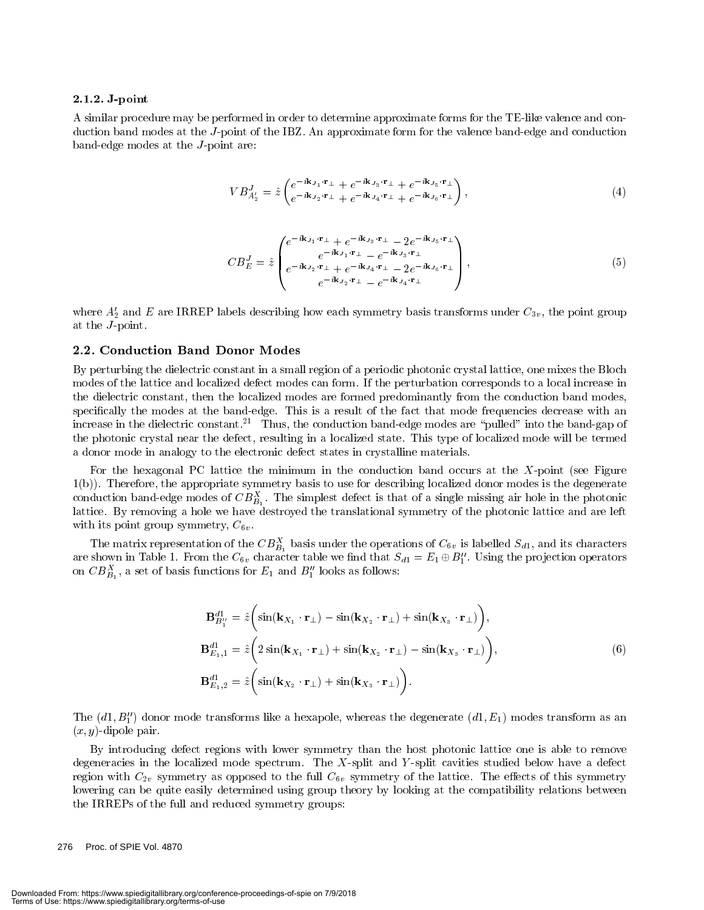### 2.1.2. J-point

A similar procedure may be performed in order to determine approximate forms for the TE-like valence and conduction band modes at the $J$-point of the IBZ. An approximate form for the valence band-edge and conduction band-edge modes at the $J$-point are:

$$VB^{J}_{A_2'} = \hat{z}\begin{pmatrix} e^{-i\mathbf{k}_{J_1}\cdot\mathbf{r}_\perp} + e^{-i\mathbf{k}_{J_3}\cdot\mathbf{r}_\perp} + e^{-i\mathbf{k}_{J_5}\cdot\mathbf{r}_\perp} \\ e^{-i\mathbf{k}_{J_2}\cdot\mathbf{r}_\perp} + e^{-i\mathbf{k}_{J_4}\cdot\mathbf{r}_\perp} + e^{-i\mathbf{k}_{J_6}\cdot\mathbf{r}_\perp} \end{pmatrix}, \tag{4}$$

$$CB^{J}_{E} = \hat{z}\begin{pmatrix} e^{-i\mathbf{k}_{J_1}\cdot\mathbf{r}_\perp} + e^{-i\mathbf{k}_{J_3}\cdot\mathbf{r}_\perp} - 2e^{-i\mathbf{k}_{J_5}\cdot\mathbf{r}_\perp} \\ e^{-i\mathbf{k}_{J_1}\cdot\mathbf{r}_\perp} - e^{-i\mathbf{k}_{J_3}\cdot\mathbf{r}_\perp} \\ e^{-i\mathbf{k}_{J_2}\cdot\mathbf{r}_\perp} + e^{-i\mathbf{k}_{J_4}\cdot\mathbf{r}_\perp} - 2e^{-i\mathbf{k}_{J_6}\cdot\mathbf{r}_\perp} \\ e^{-i\mathbf{k}_{J_2}\cdot\mathbf{r}_\perp} - e^{-i\mathbf{k}_{J_4}\cdot\mathbf{r}_\perp} \end{pmatrix}, \tag{5}$$

where $A_2'$ and $E$ are IRREP labels describing how each symmetry basis transforms under $C_{3v}$, the point group at the $J$-point.

## 2.2. Conduction Band Donor Modes

By perturbing the dielectric constant in a small region of a periodic photonic crystal lattice, one mixes the Bloch modes of the lattice and localized defect modes can form. If the perturbation corresponds to a local increase in the dielectric constant, then the localized modes are formed predominantly from the conduction band modes, specifically the modes at the band-edge. This is a result of the fact that mode frequencies decrease with an increase in the dielectric constant.[21] Thus, the conduction band-edge modes are "pulled" into the band-gap of the photonic crystal near the defect, resulting in a localized state. This type of localized mode will be termed a donor mode in analogy to the electronic defect states in crystalline materials.

For the hexagonal PC lattice the minimum in the conduction band occurs at the $X$-point (see Figure 1(b)). Therefore, the appropriate symmetry basis to use for describing localized donor modes is the degenerate conduction band-edge modes of $CB^{X}_{B_1}$. The simplest defect is that of a single missing air hole in the photonic lattice. By removing a hole we have destroyed the translational symmetry of the photonic lattice and are left with its point group symmetry, $C_{6v}$.

The matrix representation of the $CB^{X}_{B_1}$ basis under the operations of $C_{6v}$ is labelled $S_{d1}$, and its characters are shown in Table 1. From the $C_{6v}$ character table we find that $S_{d1} = E_1 \oplus B_1''$. Using the projection operators on $CB^{X}_{B_1}$, a set of basis functions for $E_1$ and $B_1''$ looks as follows:

$$\begin{aligned}
\mathbf{B}^{d1}_{B_1''} &= \hat{z}\Big(\sin(\mathbf{k}_{X_1}\cdot\mathbf{r}_\perp) - \sin(\mathbf{k}_{X_2}\cdot\mathbf{r}_\perp) + \sin(\mathbf{k}_{X_3}\cdot\mathbf{r}_\perp)\Big), \\
\mathbf{B}^{d1}_{E_1,1} &= \hat{z}\Big(2\sin(\mathbf{k}_{X_1}\cdot\mathbf{r}_\perp) + \sin(\mathbf{k}_{X_2}\cdot\mathbf{r}_\perp) - \sin(\mathbf{k}_{X_3}\cdot\mathbf{r}_\perp)\Big), \\
\mathbf{B}^{d1}_{E_1,2} &= \hat{z}\Big(\sin(\mathbf{k}_{X_2}\cdot\mathbf{r}_\perp) + \sin(\mathbf{k}_{X_3}\cdot\mathbf{r}_\perp)\Big).
\end{aligned} \tag{6}$$

The $(d1, B_1'')$ donor mode transforms like a hexapole, whereas the degenerate $(d1, E_1)$ modes transform as an $(x, y)$-dipole pair.

By introducing defect regions with lower symmetry than the host photonic lattice one is able to remove degeneracies in the localized mode spectrum. The $X$-split and $Y$-split cavities studied below have a defect region with $C_{2v}$ symmetry as opposed to the full $C_{6v}$ symmetry of the lattice. The effects of this symmetry lowering can be quite easily determined using group theory by looking at the compatibility relations between the IRREPs of the full and reduced symmetry groups: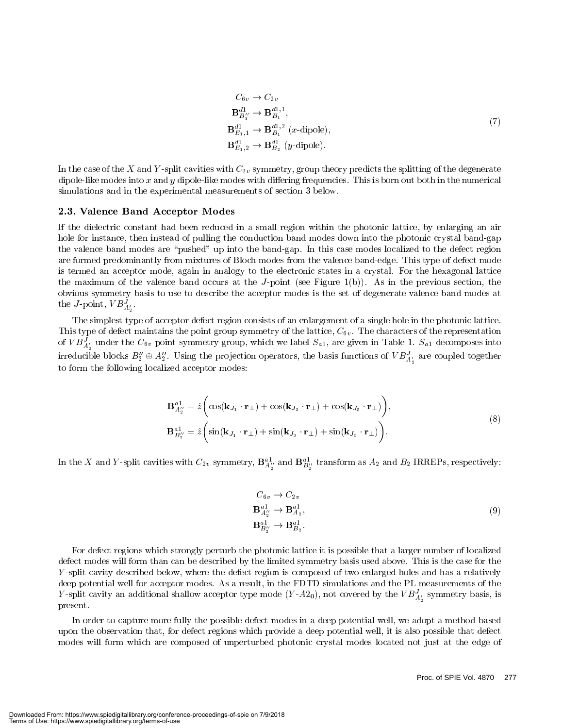$$
\begin{aligned}
C_{6v} &\rightarrow C_{2v} \\
\mathbf{B}^{d1}_{B''_1} &\rightarrow \mathbf{B}^{d1,1}_{B_1}, \\
\mathbf{B}^{d1}_{E_1,1} &\rightarrow \mathbf{B}^{d1,2}_{B_1} \text{ ($x$-dipole)}, \\
\mathbf{B}^{d1}_{E_1,2} &\rightarrow \mathbf{B}^{d1}_{B_2} \text{ ($y$-dipole)}.
\end{aligned} \tag{7}
$$

In the case of the $X$ and $Y$-split cavities with $C_{2v}$ symmetry, group theory predicts the splitting of the degenerate dipole-like modes into $x$ and $y$ dipole-like modes with differing frequencies. This is born out both in the numerical simulations and in the experimental measurements of section 3 below.

### 2.3. Valence Band Acceptor Modes

If the dielectric constant had been reduced in a small region within the photonic lattice, by enlarging an air hole for instance, then instead of pulling the conduction band modes down into the photonic crystal band-gap the valence band modes are "pushed" up into the band-gap. In this case modes localized to the defect region are formed predominantly from mixtures of Bloch modes from the valence band-edge. This type of defect mode is termed an acceptor mode, again in analogy to the electronic states in a crystal. For the hexagonal lattice the maximum of the valence band occurs at the $J$-point (see Figure 1(b)). As in the previous section, the obvious symmetry basis to use to describe the acceptor modes is the set of degenerate valence band modes at the $J$-point, $VB^{J}_{A'_2}$.

The simplest type of acceptor defect region consists of an enlargement of a single hole in the photonic lattice. This type of defect maintains the point group symmetry of the lattice, $C_{6v}$. The characters of the representation of $VB^{J}_{A'_2}$ under the $C_{6v}$ point symmetry group, which we label $S_{a1}$, are given in Table 1. $S_{a1}$ decomposes into irreducible blocks $B''_2 \oplus A''_2$. Using the projection operators, the basis functions of $VB^{J}_{A'_2}$ are coupled together to form the following localized acceptor modes:

$$
\begin{aligned}
\mathbf{B}^{a1}_{A''_2} &= \hat{z}\bigg(\cos(\mathbf{k}_{J_1}\cdot\mathbf{r}_\perp) + \cos(\mathbf{k}_{J_3}\cdot\mathbf{r}_\perp) + \cos(\mathbf{k}_{J_5}\cdot\mathbf{r}_\perp)\bigg), \\
\mathbf{B}^{a1}_{B''_2} &= \hat{z}\bigg(\sin(\mathbf{k}_{J_1}\cdot\mathbf{r}_\perp) + \sin(\mathbf{k}_{J_3}\cdot\mathbf{r}_\perp) + \sin(\mathbf{k}_{J_5}\cdot\mathbf{r}_\perp)\bigg).
\end{aligned} \tag{8}
$$

In the $X$ and $Y$-split cavities with $C_{2v}$ symmetry, $\mathbf{B}^{a1}_{A''_2}$ and $\mathbf{B}^{a1}_{B''_2}$ transform as $A_2$ and $B_2$ IRREPs, respectively:

$$
\begin{aligned}
C_{6v} &\rightarrow C_{2v} \\
\mathbf{B}^{a1}_{A''_2} &\rightarrow \mathbf{B}^{a1}_{A_2}, \\
\mathbf{B}^{a1}_{B''_2} &\rightarrow \mathbf{B}^{a1}_{B_2}.
\end{aligned} \tag{9}
$$

For defect regions which strongly perturb the photonic lattice it is possible that a larger number of localized defect modes will form than can be described by the limited symmetry basis used above. This is the case for the $Y$-split cavity described below, where the defect region is composed of two enlarged holes and has a relatively deep potential well for acceptor modes. As a result, in the FDTD simulations and the PL measurements of the $Y$-split cavity an additional shallow acceptor type mode ($Y$-$A2_{\mathbf{0}}$), not covered by the $VB^{J}_{A'_2}$ symmetry basis, is present.

In order to capture more fully the possible defect modes in a deep potential well, we adopt a method based upon the observation that, for defect regions which provide a deep potential well, it is also possible that defect modes will form which are composed of unperturbed photonic crystal modes located not just at the edge of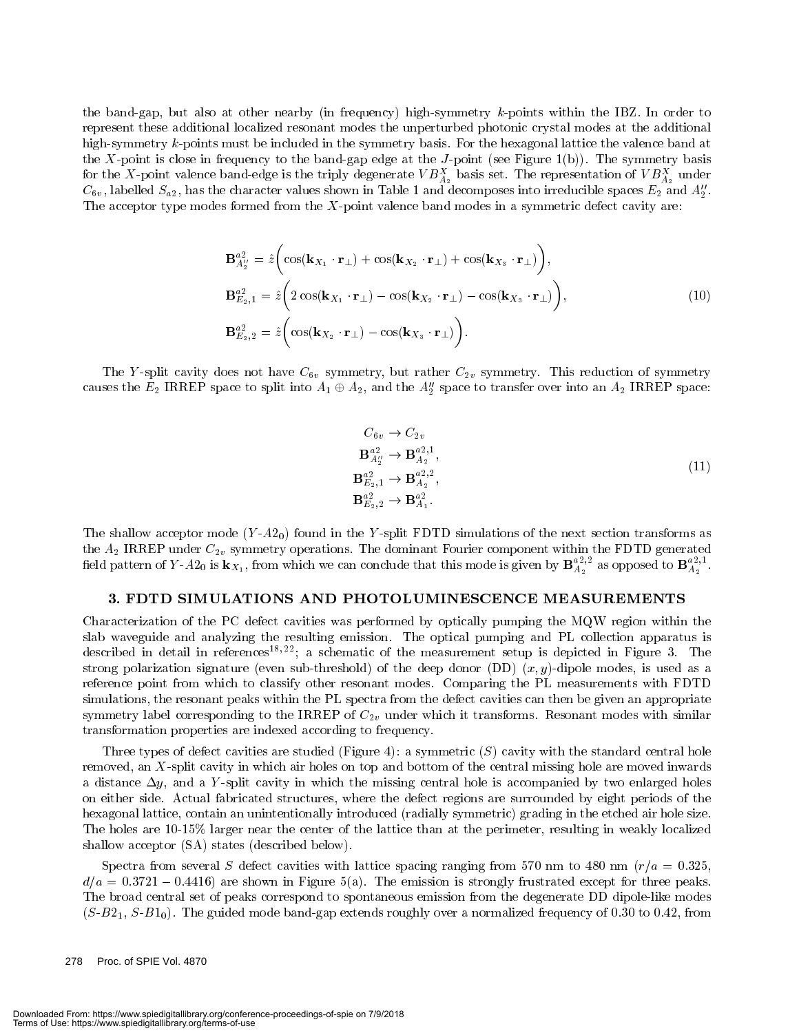the band-gap, but also at other nearby (in frequency) high-symmetry $k$-points within the IBZ. In order to represent these additional localized resonant modes the unperturbed photonic crystal modes at the additional high-symmetry $k$-points must be included in the symmetry basis. For the hexagonal lattice the valence band at the $X$-point is close in frequency to the band-gap edge at the $J$-point (see Figure 1(b)). The symmetry basis for the $X$-point valence band-edge is the triply degenerate $VB^X_{A_2}$ basis set. The representation of $VB^X_{A_2}$ under $C_{6v}$, labelled $S_{a2}$, has the character values shown in Table 1 and decomposes into irreducible spaces $E_2$ and $A''_2$. The acceptor type modes formed from the $X$-point valence band modes in a symmetric defect cavity are:

$$
\begin{aligned}
\mathbf{B}^{a2}_{A''_2} &= \hat{z}\bigg(\cos(\mathbf{k}_{X_1}\cdot\mathbf{r}_\perp) + \cos(\mathbf{k}_{X_2}\cdot\mathbf{r}_\perp) + \cos(\mathbf{k}_{X_3}\cdot\mathbf{r}_\perp)\bigg),\\
\mathbf{B}^{a2}_{E_2,1} &= \hat{z}\bigg(2\cos(\mathbf{k}_{X_1}\cdot\mathbf{r}_\perp) - \cos(\mathbf{k}_{X_2}\cdot\mathbf{r}_\perp) - \cos(\mathbf{k}_{X_3}\cdot\mathbf{r}_\perp)\bigg),\\
\mathbf{B}^{a2}_{E_2,2} &= \hat{z}\bigg(\cos(\mathbf{k}_{X_2}\cdot\mathbf{r}_\perp) - \cos(\mathbf{k}_{X_3}\cdot\mathbf{r}_\perp)\bigg).
\end{aligned}
\tag{10}
$$

The $Y$-split cavity does not have $C_{6v}$ symmetry, but rather $C_{2v}$ symmetry. This reduction of symmetry causes the $E_2$ IRREP space to split into $A_1 \oplus A_2$, and the $A''_2$ space to transfer over into an $A_2$ IRREP space:

$$
\begin{aligned}
C_{6v} &\rightarrow C_{2v}\\
\mathbf{B}^{a2}_{A''_2} &\rightarrow \mathbf{B}^{a2,1}_{A_2},\\
\mathbf{B}^{a2}_{E_2,1} &\rightarrow \mathbf{B}^{a2,2}_{A_2},\\
\mathbf{B}^{a2}_{E_2,2} &\rightarrow \mathbf{B}^{a2}_{A_1}.
\end{aligned}
\tag{11}
$$

The shallow acceptor mode ($Y$-$A2_0$) found in the $Y$-split FDTD simulations of the next section transforms as the $A_2$ IRREP under $C_{2v}$ symmetry operations. The dominant Fourier component within the FDTD generated field pattern of $Y$-$A2_0$ is $\mathbf{k}_{X_1}$, from which we can conclude that this mode is given by $\mathbf{B}^{a2,2}_{A_2}$ as opposed to $\mathbf{B}^{a2,1}_{A_2}$.

## 3. FDTD SIMULATIONS AND PHOTOLUMINESCENCE MEASUREMENTS

Characterization of the PC defect cavities was performed by optically pumping the MQW region within the slab waveguide and analyzing the resulting emission. The optical pumping and PL collection apparatus is described in detail in references[18,22]; a schematic of the measurement setup is depicted in Figure 3. The strong polarization signature (even sub-threshold) of the deep donor (DD) $(x, y)$-dipole modes, is used as a reference point from which to classify other resonant modes. Comparing the PL measurements with FDTD simulations, the resonant peaks within the PL spectra from the defect cavities can then be given an appropriate symmetry label corresponding to the IRREP of $C_{2v}$ under which it transforms. Resonant modes with similar transformation properties are indexed according to frequency.

Three types of defect cavities are studied (Figure 4): a symmetric ($S$) cavity with the standard central hole removed, an $X$-split cavity in which air holes on top and bottom of the central missing hole are moved inwards a distance $\Delta y$, and a $Y$-split cavity in which the missing central hole is accompanied by two enlarged holes on either side. Actual fabricated structures, where the defect regions are surrounded by eight periods of the hexagonal lattice, contain an unintentionally introduced (radially symmetric) grading in the etched air hole size. The holes are 10-15% larger near the center of the lattice than at the perimeter, resulting in weakly localized shallow acceptor (SA) states (described below).

Spectra from several $S$ defect cavities with lattice spacing ranging from 570 nm to 480 nm ($r/a = 0.325$, $d/a = 0.3721 - 0.4416$) are shown in Figure 5(a). The emission is strongly frustrated except for three peaks. The broad central set of peaks correspond to spontaneous emission from the degenerate DD dipole-like modes ($S$-$B2_1$, $S$-$B1_0$). The guided mode band-gap extends roughly over a normalized frequency of 0.30 to 0.42, from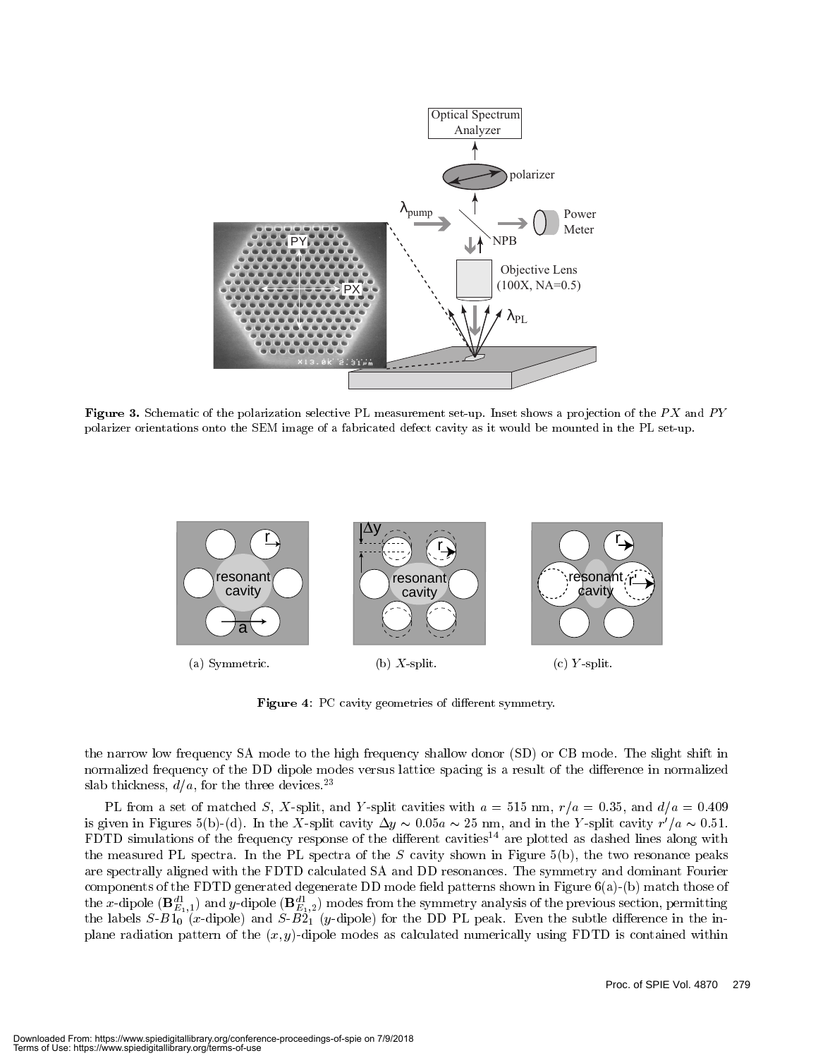**Figure 3.** Schematic of the polarization selective PL measurement set-up. Inset shows a projection of the $PX$ and $PY$ polarizer orientations onto the SEM image of a fabricated defect cavity as it would be mounted in the PL set-up.

(a) Symmetric. (b) $X$-split. (c) $Y$-split.

**Figure 4**: PC cavity geometries of different symmetry.

the narrow low frequency SA mode to the high frequency shallow donor (SD) or CB mode. The slight shift in normalized frequency of the DD dipole modes versus lattice spacing is a result of the difference in normalized slab thickness, $d/a$, for the three devices.[23]

PL from a set of matched $S$, $X$-split, and $Y$-split cavities with $a = 515$ nm, $r/a = 0.35$, and $d/a = 0.409$ is given in Figures 5(b)-(d). In the $X$-split cavity $\Delta y \sim 0.05a \sim 25$ nm, and in the $Y$-split cavity $r'/a \sim 0.51$. FDTD simulations of the frequency response of the different cavities[14] are plotted as dashed lines along with the measured PL spectra. In the PL spectra of the $S$ cavity shown in Figure 5(b), the two resonance peaks are spectrally aligned with the FDTD calculated SA and DD resonances. The symmetry and dominant Fourier components of the FDTD generated degenerate DD mode field patterns shown in Figure 6(a)-(b) match those of the $x$-dipole ($\mathbf{B}^{d1}_{E_1,1}$) and $y$-dipole ($\mathbf{B}^{d1}_{E_1,2}$) modes from the symmetry analysis of the previous section, permitting the labels $S$-$B1_0$ ($x$-dipole) and $S$-$B2_1$ ($y$-dipole) for the DD PL peak. Even the subtle difference in the in-plane radiation pattern of the $(x, y)$-dipole modes as calculated numerically using FDTD is contained within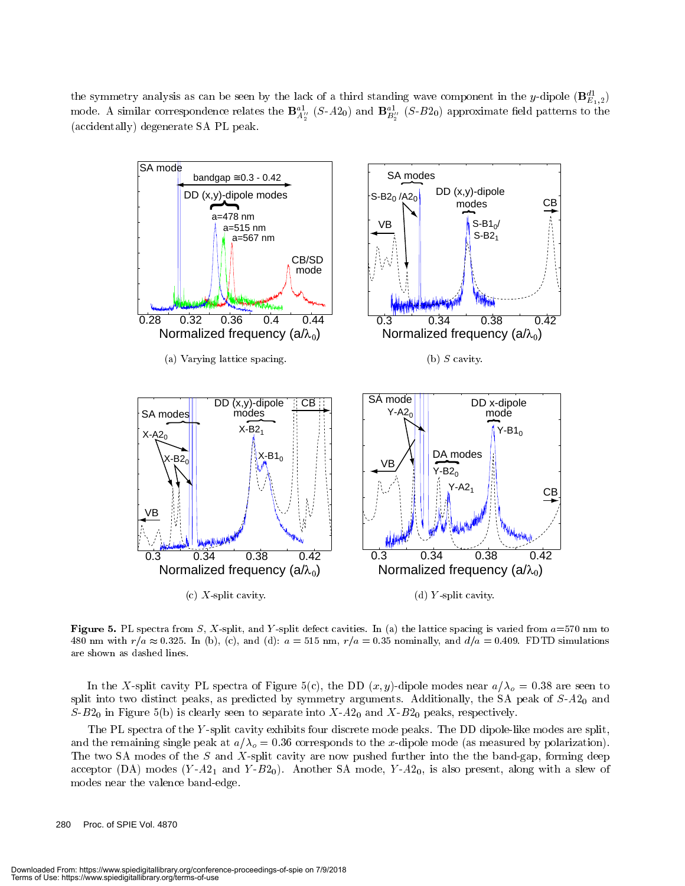the symmetry analysis as can be seen by the lack of a third standing wave component in the $y$-dipole ($\mathbf{B}^{d1}_{E_1,2}$) mode. A similar correspondence relates the $\mathbf{B}^{a1}_{A_2''}$ ($S$-$A2_0$) and $\mathbf{B}^{a1}_{B_2''}$ ($S$-$B2_0$) approximate field patterns to the (accidentally) degenerate SA PL peak.

(a) Varying lattice spacing.

(b) $S$ cavity.

(c) $X$-split cavity.

(d) $Y$-split cavity.

**Figure 5.** PL spectra from $S$, $X$-split, and $Y$-split defect cavities. In (a) the lattice spacing is varied from $a$=570 nm to 480 nm with $r/a \approx 0.325$. In (b), (c), and (d): $a = 515$ nm, $r/a = 0.35$ nominally, and $d/a = 0.409$. FDTD simulations are shown as dashed lines.

In the $X$-split cavity PL spectra of Figure 5(c), the DD $(x, y)$-dipole modes near $a/\lambda_o = 0.38$ are seen to split into two distinct peaks, as predicted by symmetry arguments. Additionally, the SA peak of $S$-$A2_0$ and $S$-$B2_0$ in Figure 5(b) is clearly seen to separate into $X$-$A2_0$ and $X$-$B2_0$ peaks, respectively.

The PL spectra of the $Y$-split cavity exhibits four discrete mode peaks. The DD dipole-like modes are split, and the remaining single peak at $a/\lambda_o = 0.36$ corresponds to the $x$-dipole mode (as measured by polarization). The two SA modes of the $S$ and $X$-split cavity are now pushed further into the the band-gap, forming deep acceptor (DA) modes ($Y$-$A2_1$ and $Y$-$B2_0$). Another SA mode, $Y$-$A2_0$, is also present, along with a slew of modes near the valence band-edge.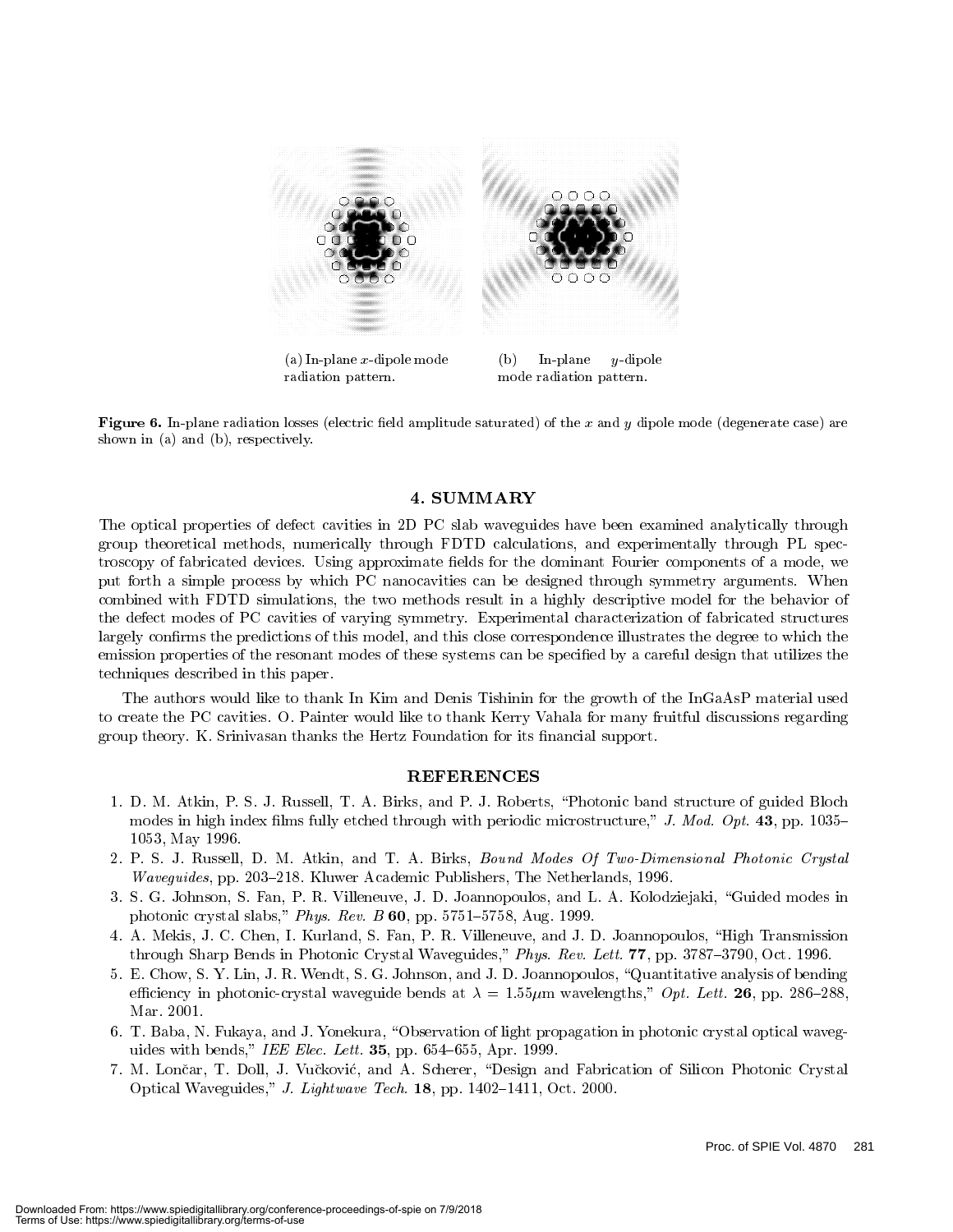(a) In-plane $x$-dipole mode radiation pattern.

(b) In-plane $y$-dipole mode radiation pattern.

**Figure 6.** In-plane radiation losses (electric field amplitude saturated) of the $x$ and $y$ dipole mode (degenerate case) are shown in (a) and (b), respectively.

## 4. SUMMARY

The optical properties of defect cavities in 2D PC slab waveguides have been examined analytically through group theoretical methods, numerically through FDTD calculations, and experimentally through PL spectroscopy of fabricated devices. Using approximate fields for the dominant Fourier components of a mode, we put forth a simple process by which PC nanocavities can be designed through symmetry arguments. When combined with FDTD simulations, the two methods result in a highly descriptive model for the behavior of the defect modes of PC cavities of varying symmetry. Experimental characterization of fabricated structures largely confirms the predictions of this model, and this close correspondence illustrates the degree to which the emission properties of the resonant modes of these systems can be specified by a careful design that utilizes the techniques described in this paper.

The authors would like to thank In Kim and Denis Tishinin for the growth of the InGaAsP material used to create the PC cavities. O. Painter would like to thank Kerry Vahala for many fruitful discussions regarding group theory. K. Srinivasan thanks the Hertz Foundation for its financial support.

## REFERENCES

1. D. M. Atkin, P. S. J. Russell, T. A. Birks, and P. J. Roberts, "Photonic band structure of guided Bloch modes in high index films fully etched through with periodic microstructure," *J. Mod. Opt.* **43**, pp. 1035–1053, May 1996.
2. P. S. J. Russell, D. M. Atkin, and T. A. Birks, *Bound Modes Of Two-Dimensional Photonic Crystal Waveguides*, pp. 203–218. Kluwer Academic Publishers, The Netherlands, 1996.
3. S. G. Johnson, S. Fan, P. R. Villeneuve, J. D. Joannopoulos, and L. A. Kolodziejaki, "Guided modes in photonic crystal slabs," *Phys. Rev. B* **60**, pp. 5751–5758, Aug. 1999.
4. A. Mekis, J. C. Chen, I. Kurland, S. Fan, P. R. Villeneuve, and J. D. Joannopoulos, "High Transmission through Sharp Bends in Photonic Crystal Waveguides," *Phys. Rev. Lett.* **77**, pp. 3787–3790, Oct. 1996.
5. E. Chow, S. Y. Lin, J. R. Wendt, S. G. Johnson, and J. D. Joannopoulos, "Quantitative analysis of bending efficiency in photonic-crystal waveguide bends at $\lambda = 1.55\mu$m wavelengths," *Opt. Lett.* **26**, pp. 286–288, Mar. 2001.
6. T. Baba, N. Fukaya, and J. Yonekura, "Observation of light propagation in photonic crystal optical waveguides with bends," *IEE Elec. Lett.* **35**, pp. 654–655, Apr. 1999.
7. M. Lončar, T. Doll, J. Vučković, and A. Scherer, "Design and Fabrication of Silicon Photonic Crystal Optical Waveguides," *J. Lightwave Tech.* **18**, pp. 1402–1411, Oct. 2000.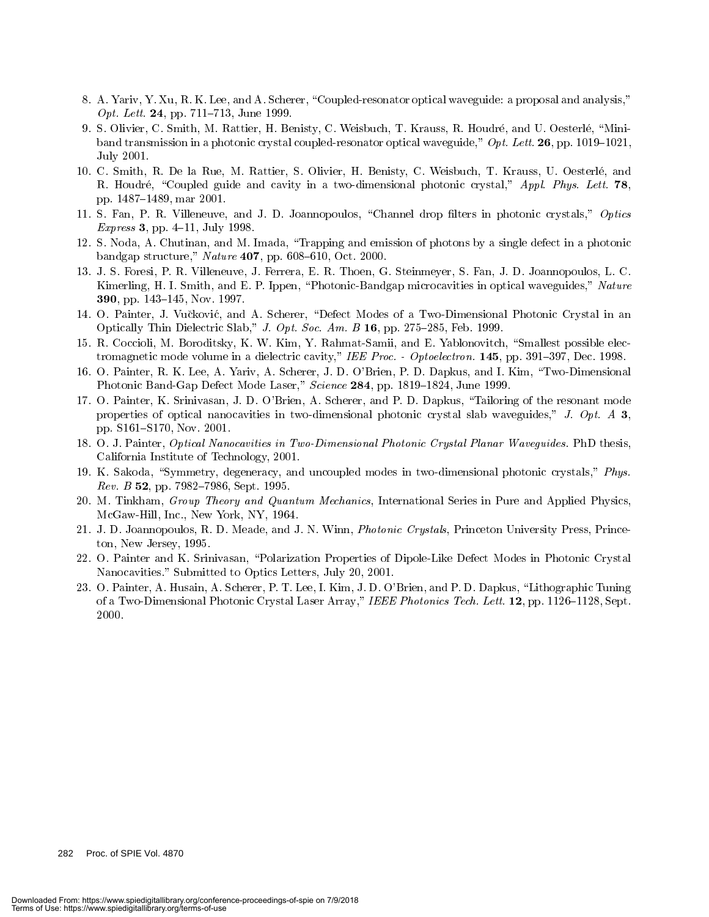8. A. Yariv, Y. Xu, R. K. Lee, and A. Scherer, "Coupled-resonator optical waveguide: a proposal and analysis," *Opt. Lett.* **24**, pp. 711–713, June 1999.
9. S. Olivier, C. Smith, M. Rattier, H. Benisty, C. Weisbuch, T. Krauss, R. Houdré, and U. Oesterlé, "Miniband transmission in a photonic crystal coupled-resonator optical waveguide," *Opt. Lett.* **26**, pp. 1019–1021, July 2001.
10. C. Smith, R. De la Rue, M. Rattier, S. Olivier, H. Benisty, C. Weisbuch, T. Krauss, U. Oesterlé, and R. Houdré, "Coupled guide and cavity in a two-dimensional photonic crystal," *Appl. Phys. Lett.* **78**, pp. 1487–1489, mar 2001.
11. S. Fan, P. R. Villeneuve, and J. D. Joannopoulos, "Channel drop filters in photonic crystals," *Optics Express* **3**, pp. 4–11, July 1998.
12. S. Noda, A. Chutinan, and M. Imada, "Trapping and emission of photons by a single defect in a photonic bandgap structure," *Nature* **407**, pp. 608–610, Oct. 2000.
13. J. S. Foresi, P. R. Villeneuve, J. Ferrera, E. R. Thoen, G. Steinmeyer, S. Fan, J. D. Joannopoulos, L. C. Kimerling, H. I. Smith, and E. P. Ippen, "Photonic-Bandgap microcavities in optical waveguides," *Nature* **390**, pp. 143–145, Nov. 1997.
14. O. Painter, J. Vučković, and A. Scherer, "Defect Modes of a Two-Dimensional Photonic Crystal in an Optically Thin Dielectric Slab," *J. Opt. Soc. Am. B* **16**, pp. 275–285, Feb. 1999.
15. R. Coccioli, M. Boroditsky, K. W. Kim, Y. Rahmat-Samii, and E. Yablonovitch, "Smallest possible electromagnetic mode volume in a dielectric cavity," *IEE Proc. - Optoelectron.* **145**, pp. 391–397, Dec. 1998.
16. O. Painter, R. K. Lee, A. Yariv, A. Scherer, J. D. O'Brien, P. D. Dapkus, and I. Kim, "Two-Dimensional Photonic Band-Gap Defect Mode Laser," *Science* **284**, pp. 1819–1824, June 1999.
17. O. Painter, K. Srinivasan, J. D. O'Brien, A. Scherer, and P. D. Dapkus, "Tailoring of the resonant mode properties of optical nanocavities in two-dimensional photonic crystal slab waveguides," *J. Opt. A* **3**, pp. S161–S170, Nov. 2001.
18. O. J. Painter, *Optical Nanocavities in Two-Dimensional Photonic Crystal Planar Waveguides*. PhD thesis, California Institute of Technology, 2001.
19. K. Sakoda, "Symmetry, degeneracy, and uncoupled modes in two-dimensional photonic crystals," *Phys. Rev. B* **52**, pp. 7982–7986, Sept. 1995.
20. M. Tinkham, *Group Theory and Quantum Mechanics*, International Series in Pure and Applied Physics, McGaw-Hill, Inc., New York, NY, 1964.
21. J. D. Joannopoulos, R. D. Meade, and J. N. Winn, *Photonic Crystals*, Princeton University Press, Princeton, New Jersey, 1995.
22. O. Painter and K. Srinivasan, "Polarization Properties of Dipole-Like Defect Modes in Photonic Crystal Nanocavities." Submitted to Optics Letters, July 20, 2001.
23. O. Painter, A. Husain, A. Scherer, P. T. Lee, I. Kim, J. D. O'Brien, and P. D. Dapkus, "Lithographic Tuning of a Two-Dimensional Photonic Crystal Laser Array," *IEEE Photonics Tech. Lett.* **12**, pp. 1126–1128, Sept. 2000.